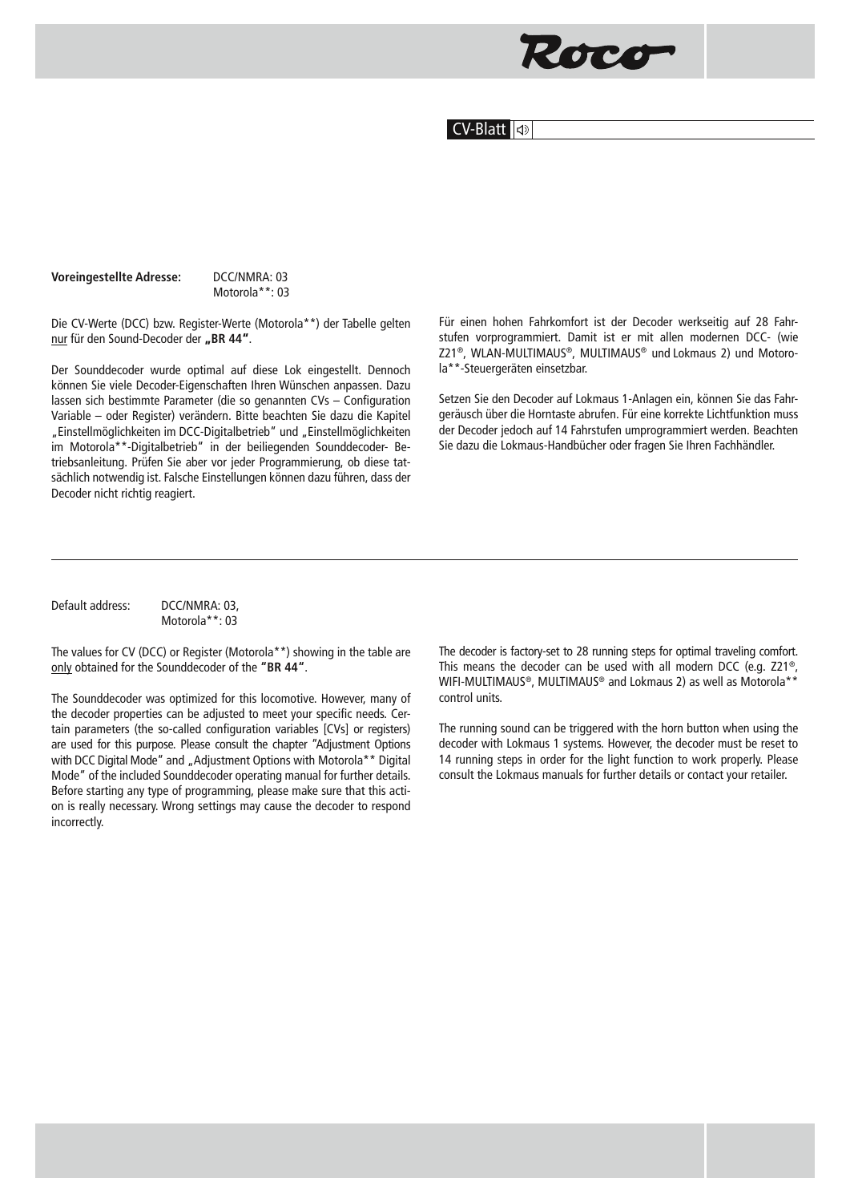Roco

CV-Blatt

**Voreingestellte Adresse:** DCC/NMRA: 03
Motorola**: 03

Die CV-Werte (DCC) bzw. Register-Werte (Motorola**) der Tabelle gelten nur für den Sound-Decoder der **„BR 44"**.

Der Sounddecoder wurde optimal auf diese Lok eingestellt. Dennoch können Sie viele Decoder-Eigenschaften Ihren Wünschen anpassen. Dazu lassen sich bestimmte Parameter (die so genannten CVs – Configuration Variable – oder Register) verändern. Bitte beachten Sie dazu die Kapitel „Einstellmöglichkeiten im DCC-Digitalbetrieb" und „Einstellmöglichkeiten im Motorola**-Digitalbetrieb" in der beiliegenden Sounddecoder- Betriebsanleitung. Prüfen Sie aber vor jeder Programmierung, ob diese tatsächlich notwendig ist. Falsche Einstellungen können dazu führen, dass der Decoder nicht richtig reagiert.

Für einen hohen Fahrkomfort ist der Decoder werkseitig auf 28 Fahrstufen vorprogrammiert. Damit ist er mit allen modernen DCC- (wie Z21®, WLAN-MULTIMAUS®, MULTIMAUS® und Lokmaus 2) und Motorola**-Steuergeräten einsetzbar.

Setzen Sie den Decoder auf Lokmaus 1-Anlagen ein, können Sie das Fahrgeräusch über die Horntaste abrufen. Für eine korrekte Lichtfunktion muss der Decoder jedoch auf 14 Fahrstufen umprogrammiert werden. Beachten Sie dazu die Lokmaus-Handbücher oder fragen Sie Ihren Fachhändler.

---

Default address: DCC/NMRA: 03,
Motorola**: 03

The values for CV (DCC) or Register (Motorola**) showing in the table are only obtained for the Sounddecoder of the **"BR 44"**.

The Sounddecoder was optimized for this locomotive. However, many of the decoder properties can be adjusted to meet your specific needs. Certain parameters (the so-called configuration variables [CVs] or registers) are used for this purpose. Please consult the chapter "Adjustment Options with DCC Digital Mode" and „Adjustment Options with Motorola** Digital Mode" of the included Sounddecoder operating manual for further details. Before starting any type of programming, please make sure that this action is really necessary. Wrong settings may cause the decoder to respond incorrectly.

The decoder is factory-set to 28 running steps for optimal traveling comfort. This means the decoder can be used with all modern DCC (e.g. Z21®, WIFI-MULTIMAUS®, MULTIMAUS® and Lokmaus 2) as well as Motorola** control units.

The running sound can be triggered with the horn button when using the decoder with Lokmaus 1 systems. However, the decoder must be reset to 14 running steps in order for the light function to work properly. Please consult the Lokmaus manuals for further details or contact your retailer.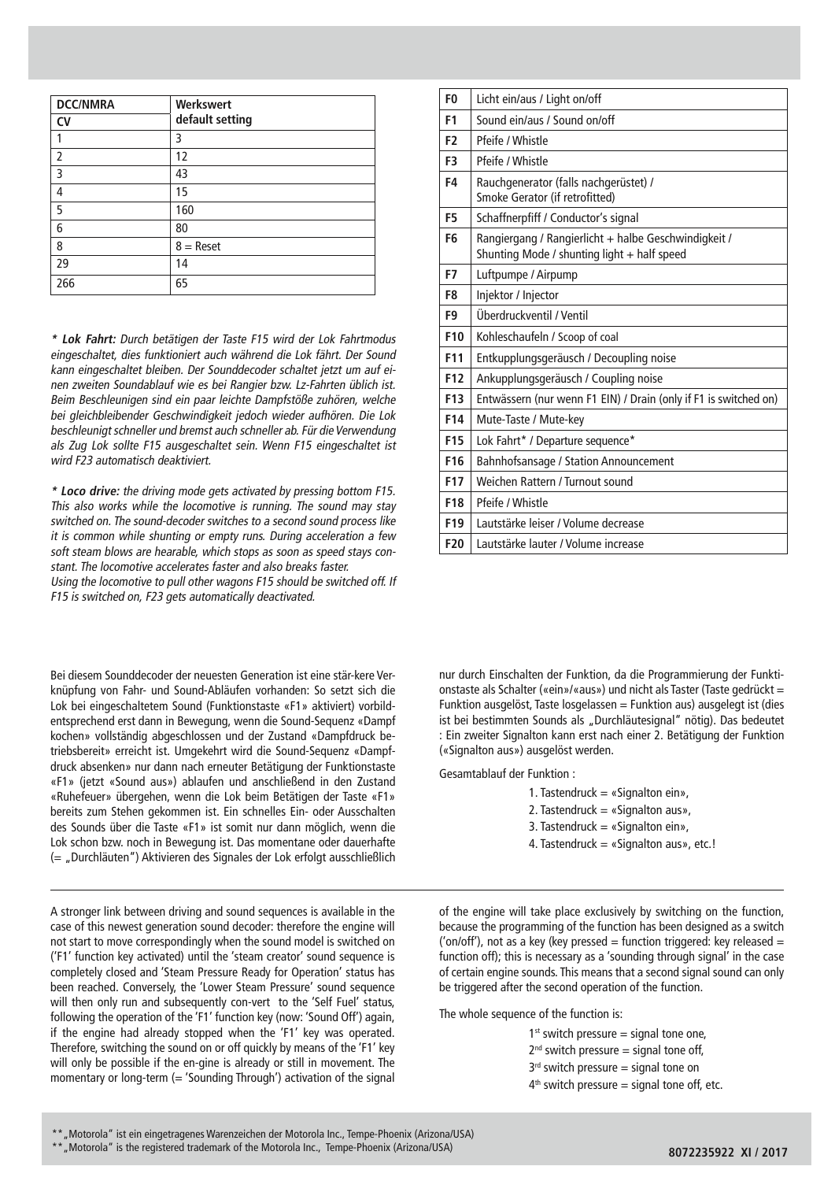| DCC/NMRA CV | Werkswert default setting |
|---|---|
| 1 | 3 |
| 2 | 12 |
| 3 | 43 |
| 4 | 15 |
| 5 | 160 |
| 6 | 80 |
| 8 | 8 = Reset |
| 29 | 14 |
| 266 | 65 |

*** Lok Fahrt:** *Durch betätigen der Taste F15 wird der Lok Fahrtmodus eingeschaltet, dies funktioniert auch während die Lok fährt. Der Sound kann eingeschaltet bleiben. Der Sounddecoder schaltet jetzt um auf einen zweiten Soundablauf wie es bei Rangier bzw. Lz-Fahrten üblich ist. Beim Beschleunigen sind ein paar leichte Dampfstöße zuhören, welche bei gleichbleibender Geschwindigkeit jedoch wieder aufhören. Die Lok beschleunigt schneller und bremst auch schneller ab. Für die Verwendung als Zug Lok sollte F15 ausgeschaltet sein. Wenn F15 eingeschaltet ist wird F23 automatisch deaktiviert.*

*** Loco drive:** *the driving mode gets activated by pressing bottom F15. This also works while the locomotive is running. The sound may stay switched on. The sound-decoder switches to a second sound process like it is common while shunting or empty runs. During acceleration a few soft steam blows are hearable, which stops as soon as speed stays constant. The locomotive accelerates faster and also breaks faster.*
*Using the locomotive to pull other wagons F15 should be switched off. If F15 is switched on, F23 gets automatically deactivated.*

| | |
|---|---|
| **F0** | Licht ein/aus / Light on/off |
| **F1** | Sound ein/aus / Sound on/off |
| **F2** | Pfeife / Whistle |
| **F3** | Pfeife / Whistle |
| **F4** | Rauchgenerator (falls nachgerüstet) / Smoke Gerator (if retrofitted) |
| **F5** | Schaffnerpfiff / Conductor's signal |
| **F6** | Rangiergang / Rangierlicht + halbe Geschwindigkeit / Shunting Mode / shunting light + half speed |
| **F7** | Luftpumpe / Airpump |
| **F8** | Injektor / Injector |
| **F9** | Überdruckventil / Ventil |
| **F10** | Kohleschaufeln / Scoop of coal |
| **F11** | Entkupplungsgeräusch / Decoupling noise |
| **F12** | Ankupplungsgeräusch / Coupling noise |
| **F13** | Entwässern (nur wenn F1 EIN) / Drain (only if F1 is switched on) |
| **F14** | Mute-Taste / Mute-key |
| **F15** | Lok Fahrt* / Departure sequence* |
| **F16** | Bahnhofsansage / Station Announcement |
| **F17** | Weichen Rattern / Turnout sound |
| **F18** | Pfeife / Whistle |
| **F19** | Lautstärke leiser / Volume decrease |
| **F20** | Lautstärke lauter / Volume increase |

Bei diesem Sounddecoder der neuesten Generation ist eine stär-kere Verknüpfung von Fahr- und Sound-Abläufen vorhanden: So setzt sich die Lok bei eingeschaltetem Sound (Funktionstaste «F1» aktiviert) vorbildentsprechend erst dann in Bewegung, wenn die Sound-Sequenz «Dampf kochen» vollständig abgeschlossen und der Zustand «Dampfdruck betriebsbereit» erreicht ist. Umgekehrt wird die Sound-Sequenz «Dampfdruck absenken» nur dann nach erneuter Betätigung der Funktionstaste «F1» (jetzt «Sound aus») ablaufen und anschließend in den Zustand «Ruhefeuer» übergehen, wenn die Lok beim Betätigen der Taste «F1» bereits zum Stehen gekommen ist. Ein schnelles Ein- oder Ausschalten des Sounds über die Taste «F1» ist somit nur dann möglich, wenn die Lok schon bzw. noch in Bewegung ist. Das momentane oder dauerhafte (= „Durchläuten") Aktivieren des Signales der Lok erfolgt ausschließlich nur durch Einschalten der Funktion, da die Programmierung der Funktionstaste als Schalter («ein»/«aus») und nicht als Taster (Taste gedrückt = Funktion ausgelöst, Taste losgelassen = Funktion aus) ausgelegt ist (dies ist bei bestimmten Sounds als „Durchläutesignal" nötig). Das bedeutet : Ein zweiter Signalton kann erst nach einer 2. Betätigung der Funktion («Signalton aus») ausgelöst werden.

Gesamtablauf der Funktion :

1. Tastendruck = «Signalton ein»,
2. Tastendruck = «Signalton aus»,
3. Tastendruck = «Signalton ein»,
4. Tastendruck = «Signalton aus», etc.!

A stronger link between driving and sound sequences is available in the case of this newest generation sound decoder: therefore the engine will not start to move correspondingly when the sound model is switched on ('F1' function key activated) until the 'steam creator' sound sequence is completely closed and 'Steam Pressure Ready for Operation' status has been reached. Conversely, the 'Lower Steam Pressure' sound sequence will then only run and subsequently con-vert to the 'Self Fuel' status, following the operation of the 'F1' function key (now: 'Sound Off') again, if the engine had already stopped when the 'F1' key was operated. Therefore, switching the sound on or off quickly by means of the 'F1' key will only be possible if the en-gine is already or still in movement. The momentary or long-term (= 'Sounding Through') activation of the signal of the engine will take place exclusively by switching on the function, because the programming of the function has been designed as a switch ('on/off'), not as a key (key pressed = function triggered: key released = function off); this is necessary as a 'sounding through signal' in the case of certain engine sounds. This means that a second signal sound can only be triggered after the second operation of the function.

The whole sequence of the function is:

1st switch pressure = signal tone one,
2nd switch pressure = signal tone off,
3rd switch pressure = signal tone on
4th switch pressure = signal tone off, etc.

** „Motorola" ist ein eingetragenes Warenzeichen der Motorola Inc., Tempe-Phoenix (Arizona/USA)
** „Motorola" is the registered trademark of the Motorola Inc., Tempe-Phoenix (Arizona/USA)

8072235922 XI / 2017